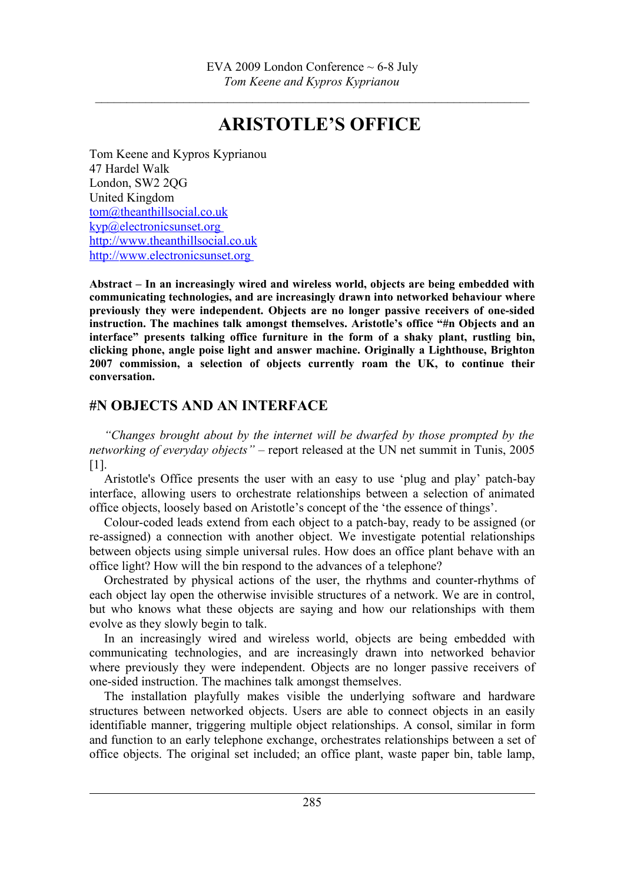# ARISTOTLE'S OFFICE

Tom Keene and Kypros Kyprianou
47 Hardel Walk
London, SW2 2QG
United Kingdom
tom@theanthillsocial.co.uk
kyp@electronicsunset.org
http://www.theanthillsocial.co.uk
http://www.electronicsunset.org

**Abstract – In an increasingly wired and wireless world, objects are being embedded with communicating technologies, and are increasingly drawn into networked behaviour where previously they were independent. Objects are no longer passive receivers of one-sided instruction. The machines talk amongst themselves. Aristotle's office "#n Objects and an interface" presents talking office furniture in the form of a shaky plant, rustling bin, clicking phone, angle poise light and answer machine. Originally a Lighthouse, Brighton 2007 commission, a selection of objects currently roam the UK, to continue their conversation.**

## #N OBJECTS AND AN INTERFACE

*"Changes brought about by the internet will be dwarfed by those prompted by the networking of everyday objects"* – report released at the UN net summit in Tunis, 2005 [1].

Aristotle's Office presents the user with an easy to use 'plug and play' patch-bay interface, allowing users to orchestrate relationships between a selection of animated office objects, loosely based on Aristotle's concept of the 'the essence of things'.

Colour-coded leads extend from each object to a patch-bay, ready to be assigned (or re-assigned) a connection with another object. We investigate potential relationships between objects using simple universal rules. How does an office plant behave with an office light? How will the bin respond to the advances of a telephone?

Orchestrated by physical actions of the user, the rhythms and counter-rhythms of each object lay open the otherwise invisible structures of a network. We are in control, but who knows what these objects are saying and how our relationships with them evolve as they slowly begin to talk.

In an increasingly wired and wireless world, objects are being embedded with communicating technologies, and are increasingly drawn into networked behavior where previously they were independent. Objects are no longer passive receivers of one-sided instruction. The machines talk amongst themselves.

The installation playfully makes visible the underlying software and hardware structures between networked objects. Users are able to connect objects in an easily identifiable manner, triggering multiple object relationships. A consol, similar in form and function to an early telephone exchange, orchestrates relationships between a set of office objects. The original set included; an office plant, waste paper bin, table lamp,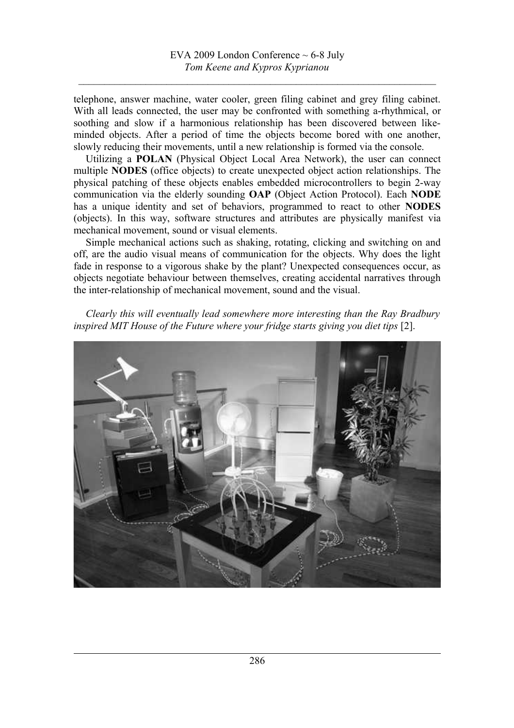telephone, answer machine, water cooler, green filing cabinet and grey filing cabinet. With all leads connected, the user may be confronted with something a-rhythmical, or soothing and slow if a harmonious relationship has been discovered between like-minded objects. After a period of time the objects become bored with one another, slowly reducing their movements, until a new relationship is formed via the console.

Utilizing a **POLAN** (Physical Object Local Area Network), the user can connect multiple **NODES** (office objects) to create unexpected object action relationships. The physical patching of these objects enables embedded microcontrollers to begin 2-way communication via the elderly sounding **OAP** (Object Action Protocol). Each **NODE** has a unique identity and set of behaviors, programmed to react to other **NODES** (objects). In this way, software structures and attributes are physically manifest via mechanical movement, sound or visual elements.

Simple mechanical actions such as shaking, rotating, clicking and switching on and off, are the audio visual means of communication for the objects. Why does the light fade in response to a vigorous shake by the plant? Unexpected consequences occur, as objects negotiate behaviour between themselves, creating accidental narratives through the inter-relationship of mechanical movement, sound and the visual.

*Clearly this will eventually lead somewhere more interesting than the Ray Bradbury inspired MIT House of the Future where your fridge starts giving you diet tips* [2].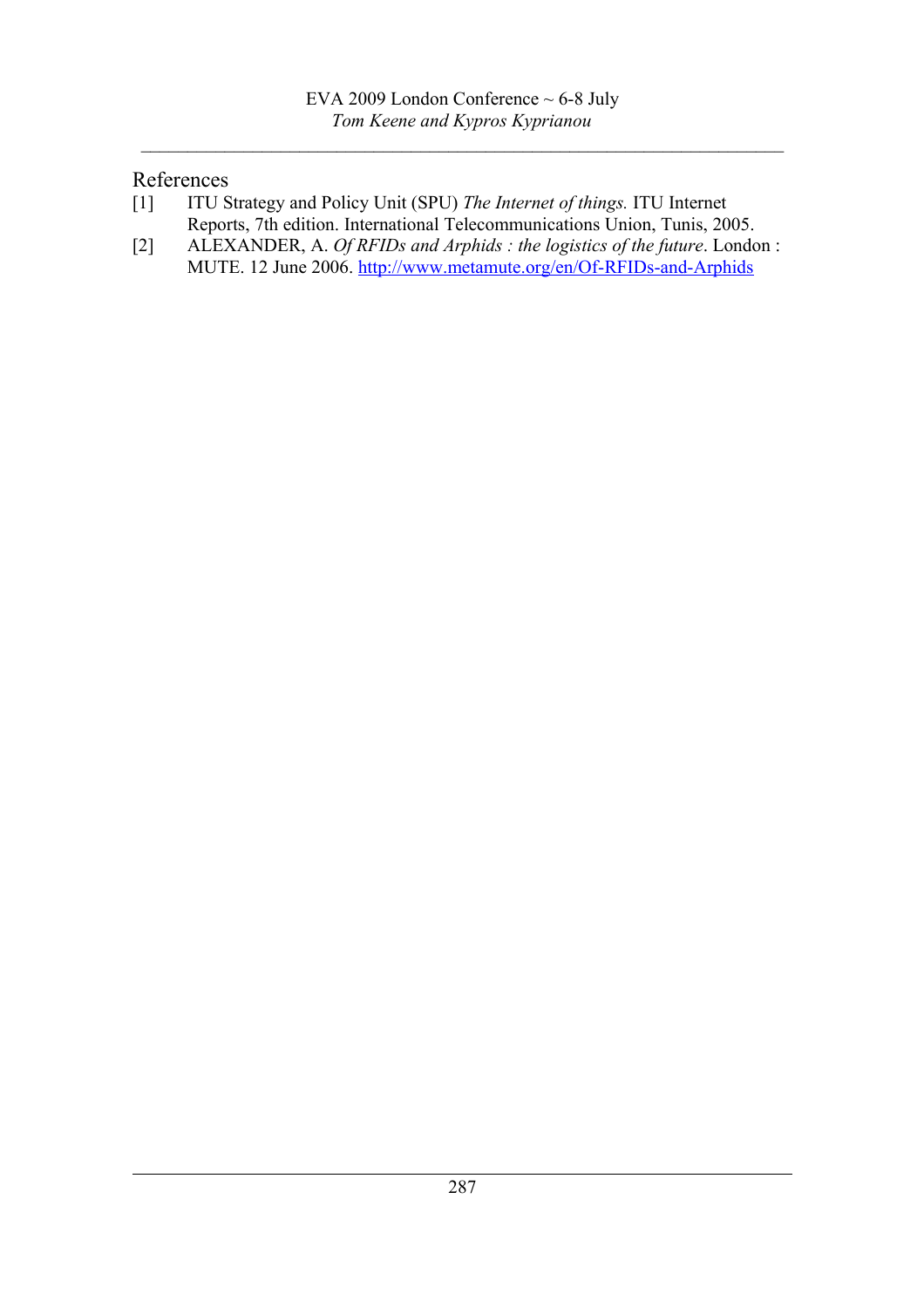## References

[1] ITU Strategy and Policy Unit (SPU) *The Internet of things.* ITU Internet Reports, 7th edition. International Telecommunications Union, Tunis, 2005.

[2] ALEXANDER, A. *Of RFIDs and Arphids : the logistics of the future*. London : MUTE. 12 June 2006. http://www.metamute.org/en/Of-RFIDs-and-Arphids